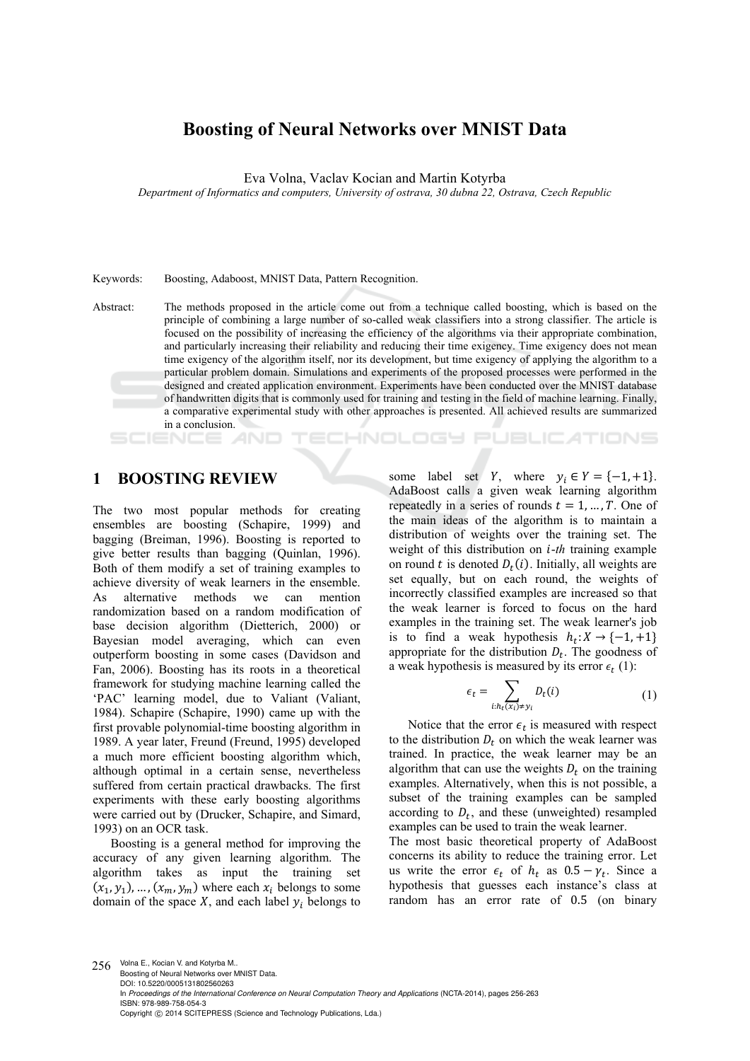# Boosting of Neural Networks over MNIST Data

Eva Volna, Vaclav Kocian and Martin Kotyrba

*Department of Informatics and computers, University of ostrava, 30 dubna 22, Ostrava, Czech Republic*

Keywords: Boosting, Adaboost, MNIST Data, Pattern Recognition.

Abstract: The methods proposed in the article come out from a technique called boosting, which is based on the principle of combining a large number of so-called weak classifiers into a strong classifier. The article is focused on the possibility of increasing the efficiency of the algorithms via their appropriate combination, and particularly increasing their reliability and reducing their time exigency. Time exigency does not mean time exigency of the algorithm itself, nor its development, but time exigency of applying the algorithm to a particular problem domain. Simulations and experiments of the proposed processes were performed in the designed and created application environment. Experiments have been conducted over the MNIST database of handwritten digits that is commonly used for training and testing in the field of machine learning. Finally, a comparative experimental study with other approaches is presented. All achieved results are summarized in a conclusion.

## 1 BOOSTING REVIEW

The two most popular methods for creating ensembles are boosting (Schapire, 1999) and bagging (Breiman, 1996). Boosting is reported to give better results than bagging (Quinlan, 1996). Both of them modify a set of training examples to achieve diversity of weak learners in the ensemble. As alternative methods we can mention randomization based on a random modification of base decision algorithm (Dietterich, 2000) or Bayesian model averaging, which can even outperform boosting in some cases (Davidson and Fan, 2006). Boosting has its roots in a theoretical framework for studying machine learning called the 'PAC' learning model, due to Valiant (Valiant, 1984). Schapire (Schapire, 1990) came up with the first provable polynomial-time boosting algorithm in 1989. A year later, Freund (Freund, 1995) developed a much more efficient boosting algorithm which, although optimal in a certain sense, nevertheless suffered from certain practical drawbacks. The first experiments with these early boosting algorithms were carried out by (Drucker, Schapire, and Simard, 1993) on an OCR task.

Boosting is a general method for improving the accuracy of any given learning algorithm. The algorithm takes as input the training set $(x_1, y_1), \ldots, (x_m, y_m)$ where each $x_i$ belongs to some domain of the space $X$, and each label $y_i$ belongs to some label set $Y$, where $y_i \in Y = \{-1, +1\}$. AdaBoost calls a given weak learning algorithm repeatedly in a series of rounds $t = 1, \ldots, T$. One of the main ideas of the algorithm is to maintain a distribution of weights over the training set. The weight of this distribution on $i$-*th* training example on round $t$ is denoted $D_t(i)$. Initially, all weights are set equally, but on each round, the weights of incorrectly classified examples are increased so that the weak learner is forced to focus on the hard examples in the training set. The weak learner's job is to find a weak hypothesis $h_t : X \to \{-1, +1\}$ appropriate for the distribution $D_t$. The goodness of a weak hypothesis is measured by its error $\epsilon_t$ (1):

$$\epsilon_t = \sum_{i : h_t(x_i) \neq y_i} D_t(i) \tag{1}$$

Notice that the error $\epsilon_t$ is measured with respect to the distribution $D_t$ on which the weak learner was trained. In practice, the weak learner may be an algorithm that can use the weights $D_t$ on the training examples. Alternatively, when this is not possible, a subset of the training examples can be sampled according to $D_t$, and these (unweighted) resampled examples can be used to train the weak learner.

The most basic theoretical property of AdaBoost concerns its ability to reduce the training error. Let us write the error $\epsilon_t$ of $h_t$ as $0.5 - \gamma_t$. Since a hypothesis that guesses each instance's class at random has an error rate of 0.5 (on binary

Volna E., Kocian V. and Kotyrba M..
Boosting of Neural Networks over MNIST Data.
DOI: 10.5220/0005131802560263
In *Proceedings of the International Conference on Neural Computation Theory and Applications* (NCTA-2014), pages 256-263
ISBN: 978-989-758-054-3
Copyright © 2014 SCITEPRESS (Science and Technology Publications, Lda.)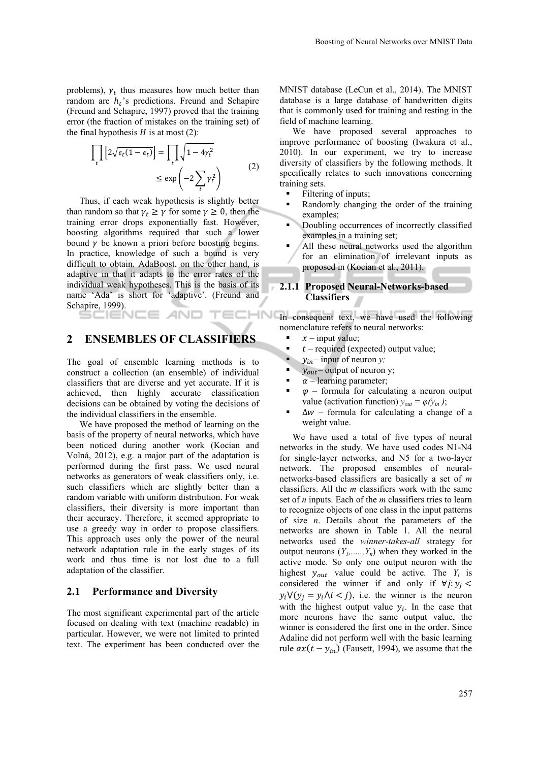problems), $\gamma_t$ thus measures how much better than random are $h_t$'s predictions. Freund and Schapire (Freund and Schapire, 1997) proved that the training error (the fraction of mistakes on the training set) of the final hypothesis $H$ is at most (2):

$$\prod_t \left[2\sqrt{\epsilon_t(1-\epsilon_t)}\right] = \prod_t \sqrt{1-4\gamma_t^2} \leq \exp\left(-2\sum_t \gamma_t^2\right) \tag{2}$$

Thus, if each weak hypothesis is slightly better than random so that $\gamma_t \geq \gamma$ for some $\gamma \geq 0$, then the training error drops exponentially fast. However, boosting algorithms required that such a lower bound $\gamma$ be known a priori before boosting begins. In practice, knowledge of such a bound is very difficult to obtain. AdaBoost, on the other hand, is adaptive in that it adapts to the error rates of the individual weak hypotheses. This is the basis of its name 'Ada' is short for 'adaptive'. (Freund and Schapire, 1999).

## 2 ENSEMBLES OF CLASSIFIERS

The goal of ensemble learning methods is to construct a collection (an ensemble) of individual classifiers that are diverse and yet accurate. If it is achieved, then highly accurate classification decisions can be obtained by voting the decisions of the individual classifiers in the ensemble.

We have proposed the method of learning on the basis of the property of neural networks, which have been noticed during another work (Kocian and Volná, 2012), e.g. a major part of the adaptation is performed during the first pass. We used neural networks as generators of weak classifiers only, i.e. such classifiers which are slightly better than a random variable with uniform distribution. For weak classifiers, their diversity is more important than their accuracy. Therefore, it seemed appropriate to use a greedy way in order to propose classifiers. This approach uses only the power of the neural network adaptation rule in the early stages of its work and thus time is not lost due to a full adaptation of the classifier.

### 2.1 Performance and Diversity

The most significant experimental part of the article focused on dealing with text (machine readable) in particular. However, we were not limited to printed text. The experiment has been conducted over the MNIST database (LeCun et al., 2014). The MNIST database is a large database of handwritten digits that is commonly used for training and testing in the field of machine learning.

We have proposed several approaches to improve performance of boosting (Iwakura et al., 2010). In our experiment, we try to increase diversity of classifiers by the following methods. It specifically relates to such innovations concerning training sets.

- Filtering of inputs;
- Randomly changing the order of the training examples;
- Doubling occurrences of incorrectly classified examples in a training set;
- All these neural networks used the algorithm for an elimination of irrelevant inputs as proposed in (Kocian et al., 2011).

#### 2.1.1 Proposed Neural-Networks-based Classifiers

In consequent text, we have used the following nomenclature refers to neural networks:

- $x$ – input value;
- $t$ – required (expected) output value;
- $y_{in}$ – input of neuron *y;*
- $y_{out}$ – output of neuron y;
- $\alpha$ – learning parameter;
- $\varphi$ – formula for calculating a neuron output value (activation function) $y_{out} = \varphi(y_{in})$;
- $\Delta w$ – formula for calculating a change of a weight value.

We have used a total of five types of neural networks in the study. We have used codes N1-N4 for single-layer networks, and N5 for a two-layer network. The proposed ensembles of neural-networks-based classifiers are basically a set of *m* classifiers. All the *m* classifiers work with the same set of *n* inputs. Each of the *m* classifiers tries to learn to recognize objects of one class in the input patterns of size *n*. Details about the parameters of the networks are shown in Table 1. All the neural networks used the *winner-takes-all* strategy for output neurons ($Y_1, \ldots, Y_n$) when they worked in the active mode. So only one output neuron with the highest $y_{out}$ value could be active. The $Y_i$ is considered the winner if and only if $\forall j: y_j < y_i \vee (y_j = y_i \wedge i < j)$, i.e. the winner is the neuron with the highest output value $y_i$. In the case that more neurons have the same output value, the winner is considered the first one in the order. Since Adaline did not perform well with the basic learning rule $\alpha x(t - y_{in})$ (Fausett, 1994), we assume that the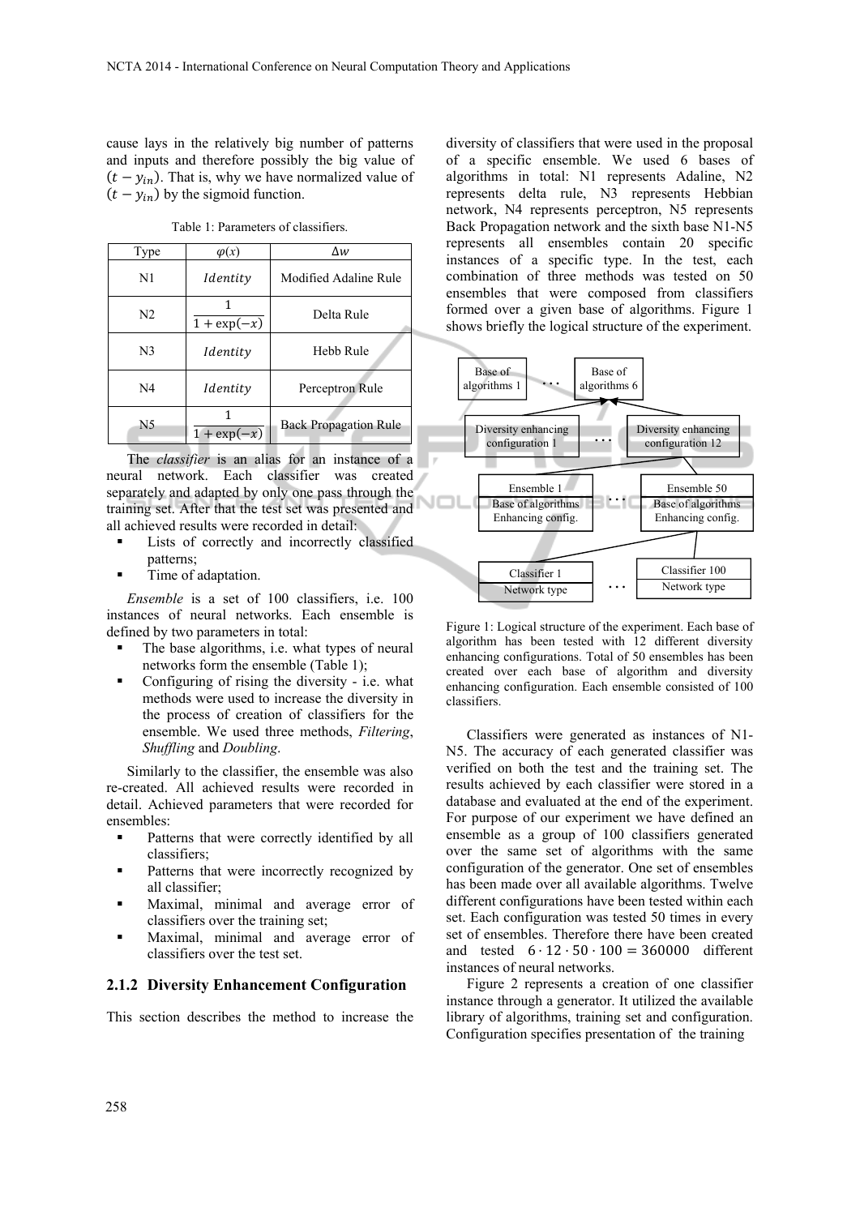cause lays in the relatively big number of patterns and inputs and therefore possibly the big value of $(t - y_{in})$. That is, why we have normalized value of $(t - y_{in})$ by the sigmoid function.

Table 1: Parameters of classifiers.

| Type | $\varphi(x)$ | $\Delta w$ |
|---|---|---|
| N1 | $Identity$ | Modified Adaline Rule |
| N2 | $\frac{1}{1+\exp(-x)}$ | Delta Rule |
| N3 | $Identity$ | Hebb Rule |
| N4 | $Identity$ | Perceptron Rule |
| N5 | $\frac{1}{1+\exp(-x)}$ | Back Propagation Rule |

The *classifier* is an alias for an instance of a neural network. Each classifier was created separately and adapted by only one pass through the training set. After that the test set was presented and all achieved results were recorded in detail:

- Lists of correctly and incorrectly classified patterns;
- Time of adaptation.

*Ensemble* is a set of 100 classifiers, i.e. 100 instances of neural networks. Each ensemble is defined by two parameters in total:

- The base algorithms, i.e. what types of neural networks form the ensemble (Table 1);
- Configuring of rising the diversity - i.e. what methods were used to increase the diversity in the process of creation of classifiers for the ensemble. We used three methods, *Filtering*, *Shuffling* and *Doubling*.

Similarly to the classifier, the ensemble was also re-created. All achieved results were recorded in detail. Achieved parameters that were recorded for ensembles:

- Patterns that were correctly identified by all classifiers;
- Patterns that were incorrectly recognized by all classifier;
- Maximal, minimal and average error of classifiers over the training set;
- Maximal, minimal and average error of classifiers over the test set.

### 2.1.2 Diversity Enhancement Configuration

This section describes the method to increase the diversity of classifiers that were used in the proposal of a specific ensemble. We used 6 bases of algorithms in total: N1 represents Adaline, N2 represents delta rule, N3 represents Hebbian network, N4 represents perceptron, N5 represents Back Propagation network and the sixth base N1-N5 represents all ensembles contain 20 specific instances of a specific type. In the test, each combination of three methods was tested on 50 ensembles that were composed from classifiers formed over a given base of algorithms. Figure 1 shows briefly the logical structure of the experiment.

Figure 1: Logical structure of the experiment. Each base of algorithm has been tested with 12 different diversity enhancing configurations. Total of 50 ensembles has been created over each base of algorithm and diversity enhancing configuration. Each ensemble consisted of 100 classifiers.

Classifiers were generated as instances of N1-N5. The accuracy of each generated classifier was verified on both the test and the training set. The results achieved by each classifier were stored in a database and evaluated at the end of the experiment. For purpose of our experiment we have defined an ensemble as a group of 100 classifiers generated over the same set of algorithms with the same configuration of the generator. One set of ensembles has been made over all available algorithms. Twelve different configurations have been tested within each set. Each configuration was tested 50 times in every set of ensembles. Therefore there have been created and tested $6 \cdot 12 \cdot 50 \cdot 100 = 360000$ different instances of neural networks.

Figure 2 represents a creation of one classifier instance through a generator. It utilized the available library of algorithms, training set and configuration. Configuration specifies presentation of the training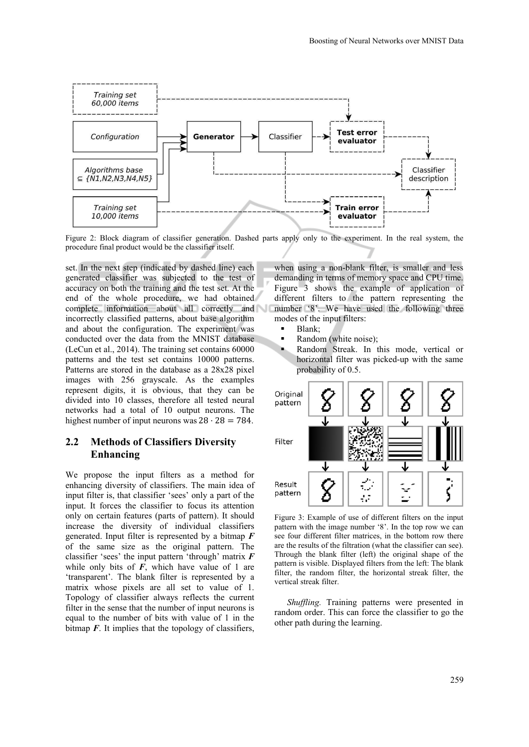Figure 2: Block diagram of classifier generation. Dashed parts apply only to the experiment. In the real system, the procedure final product would be the classifier itself.

set. In the next step (indicated by dashed line) each generated classifier was subjected to the test of accuracy on both the training and the test set. At the end of the whole procedure, we had obtained complete information about all correctly and incorrectly classified patterns, about base algorithm and about the configuration. The experiment was conducted over the data from the MNIST database (LeCun et al., 2014). The training set contains 60000 patterns and the test set contains 10000 patterns. Patterns are stored in the database as a 28x28 pixel images with 256 grayscale. As the examples represent digits, it is obvious, that they can be divided into 10 classes, therefore all tested neural networks had a total of 10 output neurons. The highest number of input neurons was $28 \cdot 28 = 784$.

## 2.2 Methods of Classifiers Diversity Enhancing

We propose the input filters as a method for enhancing diversity of classifiers. The main idea of input filter is, that classifier 'sees' only a part of the input. It forces the classifier to focus its attention only on certain features (parts of pattern). It should increase the diversity of individual classifiers generated. Input filter is represented by a bitmap $\boldsymbol{F}$ of the same size as the original pattern. The classifier 'sees' the input pattern 'through' matrix $\boldsymbol{F}$ while only bits of $\boldsymbol{F}$, which have value of 1 are 'transparent'. The blank filter is represented by a matrix whose pixels are all set to value of 1. Topology of classifier always reflects the current filter in the sense that the number of input neurons is equal to the number of bits with value of 1 in the bitmap $\boldsymbol{F}$. It implies that the topology of classifiers, when using a non-blank filter, is smaller and less demanding in terms of memory space and CPU time. Figure 3 shows the example of application of different filters to the pattern representing the number '8'. We have used the following three modes of the input filters:

- Blank;
- Random (white noise);
- Random Streak. In this mode, vertical or horizontal filter was picked-up with the same probability of 0.5.

Figure 3: Example of use of different filters on the input pattern with the image number '8'. In the top row we can see four different filter matrices, in the bottom row there are the results of the filtration (what the classifier can see). Through the blank filter (left) the original shape of the pattern is visible. Displayed filters from the left: The blank filter, the random filter, the horizontal streak filter, the vertical streak filter.

*Shuffling.* Training patterns were presented in random order. This can force the classifier to go the other path during the learning.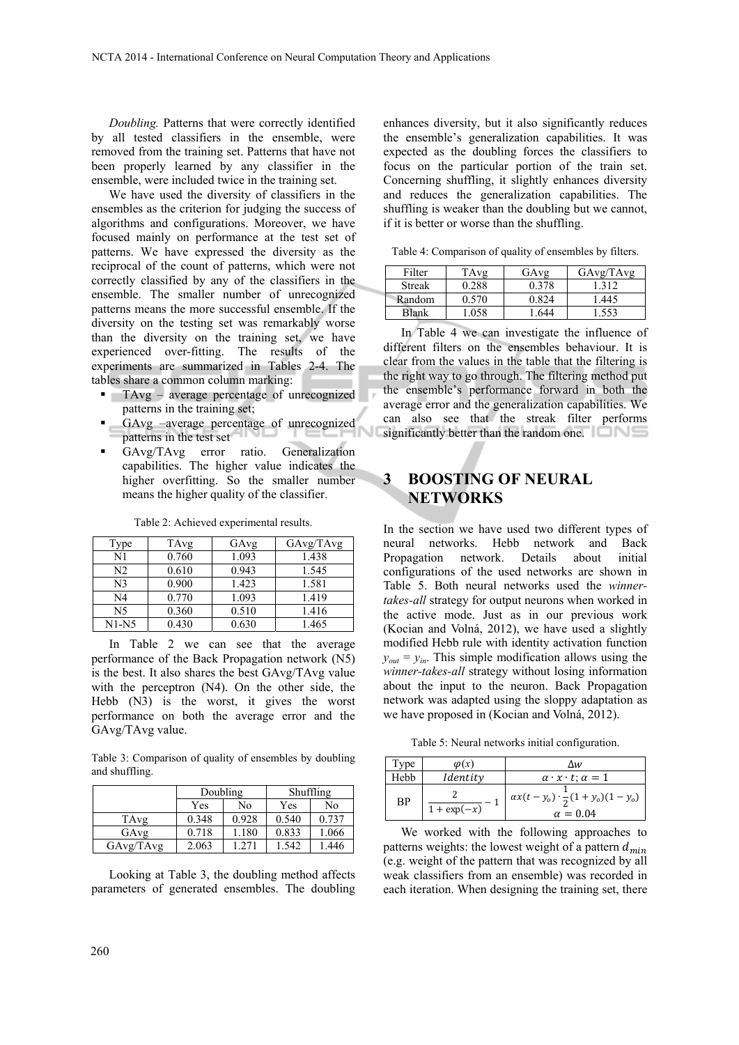*Doubling.* Patterns that were correctly identified by all tested classifiers in the ensemble, were removed from the training set. Patterns that have not been properly learned by any classifier in the ensemble, were included twice in the training set.

We have used the diversity of classifiers in the ensembles as the criterion for judging the success of algorithms and configurations. Moreover, we have focused mainly on performance at the test set of patterns. We have expressed the diversity as the reciprocal of the count of patterns, which were not correctly classified by any of the classifiers in the ensemble. The smaller number of unrecognized patterns means the more successful ensemble. If the diversity on the testing set was remarkably worse than the diversity on the training set, we have experienced over-fitting. The results of the experiments are summarized in Tables 2-4. The tables share a common column marking:

- TAvg – average percentage of unrecognized patterns in the training set;
- GAvg –average percentage of unrecognized patterns in the test set
- GAvg/TAvg error ratio. Generalization capabilities. The higher value indicates the higher overfitting. So the smaller number means the higher quality of the classifier.

Table 2: Achieved experimental results.

| Type | TAvg | GAvg | GAvg/TAvg |
|---|---|---|---|
| N1 | 0.760 | 1.093 | 1.438 |
| N2 | 0.610 | 0.943 | 1.545 |
| N3 | 0.900 | 1.423 | 1.581 |
| N4 | 0.770 | 1.093 | 1.419 |
| N5 | 0.360 | 0.510 | 1.416 |
| N1-N5 | 0.430 | 0.630 | 1.465 |

In Table 2 we can see that the average performance of the Back Propagation network (N5) is the best. It also shares the best GAvg/TAvg value with the perceptron (N4). On the other side, the Hebb (N3) is the worst, it gives the worst performance on both the average error and the GAvg/TAvg value.

Table 3: Comparison of quality of ensembles by doubling and shuffling.

| | Doubling | | Shuffling | |
|---|---|---|---|---|
| | Yes | No | Yes | No |
| TAvg | 0.348 | 0.928 | 0.540 | 0.737 |
| GAvg | 0.718 | 1.180 | 0.833 | 1.066 |
| GAvg/TAvg | 2.063 | 1.271 | 1.542 | 1.446 |

Looking at Table 3, the doubling method affects parameters of generated ensembles. The doubling enhances diversity, but it also significantly reduces the ensemble's generalization capabilities. It was expected as the doubling forces the classifiers to focus on the particular portion of the train set. Concerning shuffling, it slightly enhances diversity and reduces the generalization capabilities. The shuffling is weaker than the doubling but we cannot, if it is better or worse than the shuffling.

Table 4: Comparison of quality of ensembles by filters.

| Filter | TAvg | GAvg | GAvg/TAvg |
|---|---|---|---|
| Streak | 0.288 | 0.378 | 1.312 |
| Random | 0.570 | 0.824 | 1.445 |
| Blank | 1.058 | 1.644 | 1.553 |

In Table 4 we can investigate the influence of different filters on the ensembles behaviour. It is clear from the values in the table that the filtering is the right way to go through. The filtering method put the ensemble's performance forward in both the average error and the generalization capabilities. We can also see that the streak filter performs significantly better than the random one.

## 3 BOOSTING OF NEURAL NETWORKS

In the section we have used two different types of neural networks. Hebb network and Back Propagation network. Details about initial configurations of the used networks are shown in Table 5. Both neural networks used the *winner-takes-all* strategy for output neurons when worked in the active mode. Just as in our previous work (Kocian and Volná, 2012), we have used a slightly modified Hebb rule with identity activation function $y_{out} = y_{in}$. This simple modification allows using the *winner-takes-all* strategy without losing information about the input to the neuron. Back Propagation network was adapted using the sloppy adaptation as we have proposed in (Kocian and Volná, 2012).

Table 5: Neural networks initial configuration.

| Type | $\varphi(x)$ | $\Delta w$ |
|---|---|---|
| Hebb | $Identity$ | $\alpha \cdot x \cdot t; \alpha = 1$ |
| BP | $\frac{2}{1+\exp(-x)} - 1$ | $\alpha x(t - y_o) \cdot \frac{1}{2}(1 + y_o)(1 - y_o)$ $\alpha = 0.04$ |

We worked with the following approaches to patterns weights: the lowest weight of a pattern $d_{min}$ (e.g. weight of the pattern that was recognized by all weak classifiers from an ensemble) was recorded in each iteration. When designing the training set, there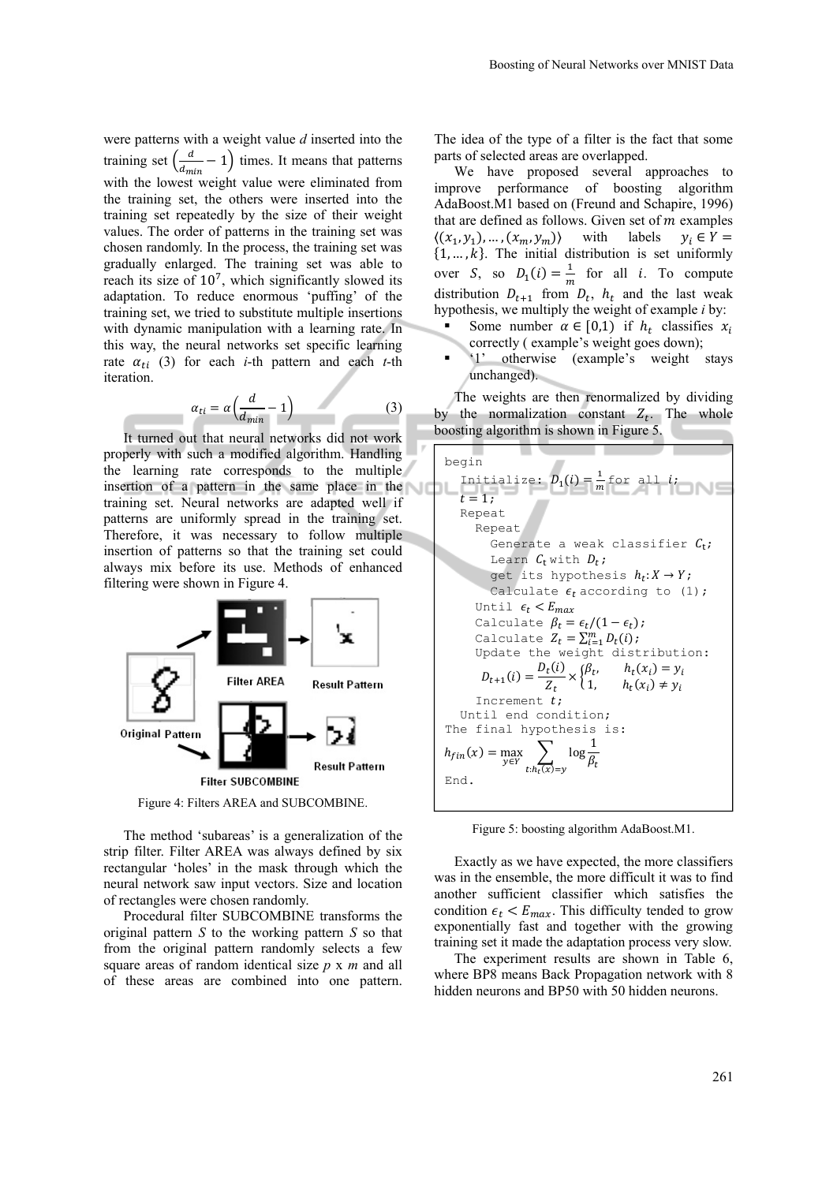were patterns with a weight value *d* inserted into the training set $\left(\frac{d}{d_{min}} - 1\right)$ times. It means that patterns with the lowest weight value were eliminated from the training set, the others were inserted into the training set repeatedly by the size of their weight values. The order of patterns in the training set was chosen randomly. In the process, the training set was gradually enlarged. The training set was able to reach its size of $10^7$, which significantly slowed its adaptation. To reduce enormous 'puffing' of the training set, we tried to substitute multiple insertions with dynamic manipulation with a learning rate. In this way, the neural networks set specific learning rate $\alpha_{ti}$ (3) for each *i*-th pattern and each *t*-th iteration.

$$\alpha_{ti} = \alpha\left(\frac{d}{d_{min}} - 1\right) \tag{3}$$

It turned out that neural networks did not work properly with such a modified algorithm. Handling the learning rate corresponds to the multiple insertion of a pattern in the same place in the training set. Neural networks are adapted well if patterns are uniformly spread in the training set. Therefore, it was necessary to follow multiple insertion of patterns so that the training set could always mix before its use. Methods of enhanced filtering were shown in Figure 4.

Figure 4: Filters AREA and SUBCOMBINE.

The method 'subareas' is a generalization of the strip filter. Filter AREA was always defined by six rectangular 'holes' in the mask through which the neural network saw input vectors. Size and location of rectangles were chosen randomly.

Procedural filter SUBCOMBINE transforms the original pattern *S* to the working pattern *S* so that from the original pattern randomly selects a few square areas of random identical size *p* x *m* and all of these areas are combined into one pattern. The idea of the type of a filter is the fact that some parts of selected areas are overlapped.

We have proposed several approaches to improve performance of boosting algorithm AdaBoost.M1 based on (Freund and Schapire, 1996) that are defined as follows. Given set of $m$ examples $\langle(x_1, y_1), \ldots, (x_m, y_m)\rangle$ with labels $y_i \in Y = \{1, \ldots, k\}$. The initial distribution is set uniformly over $S$, so $D_1(i) = \frac{1}{m}$ for all $i$. To compute distribution $D_{t+1}$ from $D_t$, $h_t$ and the last weak hypothesis, we multiply the weight of example *i* by:

- Some number $\alpha \in [0,1)$ if $h_t$ classifies $x_i$ correctly ( example's weight goes down);
- '1' otherwise (example's weight stays unchanged).

The weights are then renormalized by dividing by the normalization constant $Z_t$. The whole boosting algorithm is shown in Figure 5.

```
begin
  Initialize: D_1(i) = 1/m for all i;
  t = 1;
  Repeat
    Repeat
      Generate a weak classifier C_t;
      Learn C_t with D_t;
      get its hypothesis h_t: X → Y;
      Calculate ε_t according to (1);
    Until ε_t < E_max
    Calculate β_t = ε_t/(1 − ε_t);
    Calculate Z_t = Σ_{i=1}^{m} D_t(i);
    Update the weight distribution:
      D_{t+1}(i) = D_t(i)/Z_t × { β_t,  h_t(x_i) = y_i
                                 { 1,    h_t(x_i) ≠ y_i
    Increment t;
  Until end condition;
The final hypothesis is:
h_fin(x) = max_{y∈Y} Σ_{t:h_t(x)=y} log(1/β_t)
End.
```

Figure 5: boosting algorithm AdaBoost.M1.

Exactly as we have expected, the more classifiers was in the ensemble, the more difficult it was to find another sufficient classifier which satisfies the condition $\epsilon_t < E_{max}$. This difficulty tended to grow exponentially fast and together with the growing training set it made the adaptation process very slow.

The experiment results are shown in Table 6, where BP8 means Back Propagation network with 8 hidden neurons and BP50 with 50 hidden neurons.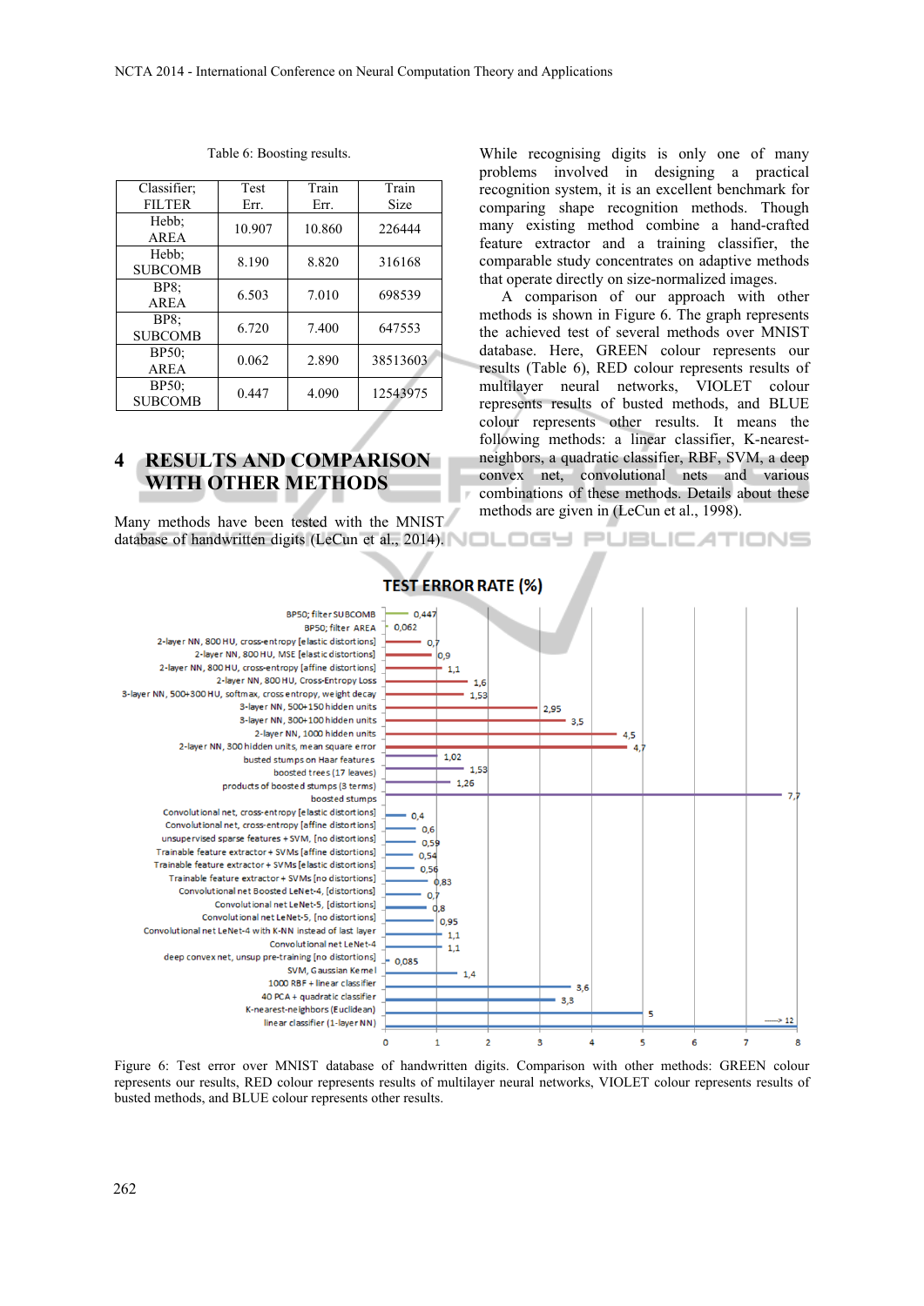Table 6: Boosting results.

| Classifier; FILTER | Test Err. | Train Err. | Train Size |
|---|---|---|---|
| Hebb; AREA | 10.907 | 10.860 | 226444 |
| Hebb; SUBCOMB | 8.190 | 8.820 | 316168 |
| BP8; AREA | 6.503 | 7.010 | 698539 |
| BP8; SUBCOMB | 6.720 | 7.400 | 647553 |
| BP50; AREA | 0.062 | 2.890 | 38513603 |
| BP50; SUBCOMB | 0.447 | 4.090 | 12543975 |

## 4 RESULTS AND COMPARISON WITH OTHER METHODS

Many methods have been tested with the MNIST database of handwritten digits (LeCun et al., 2014). While recognising digits is only one of many problems involved in designing a practical recognition system, it is an excellent benchmark for comparing shape recognition methods. Though many existing method combine a hand-crafted feature extractor and a training classifier, the comparable study concentrates on adaptive methods that operate directly on size-normalized images.

A comparison of our approach with other methods is shown in Figure 6. The graph represents the achieved test of several methods over MNIST database. Here, GREEN colour represents our results (Table 6), RED colour represents results of multilayer neural networks, VIOLET colour represents results of busted methods, and BLUE colour represents other results. It means the following methods: a linear classifier, K-nearest-neighbors, a quadratic classifier, RBF, SVM, a deep convex net, convolutional nets and various combinations of these methods. Details about these methods are given in (LeCun et al., 1998).

**TEST ERROR RATE (%)**

| Method | Test error rate (%) |
|---|---|
| BP50; filter SUBCOMB | 0,447 |
| BP50; filter AREA | 0,062 |
| 2-layer NN, 800 HU, cross-entropy [elastic distortions] | 0,7 |
| 2-layer NN, 800 HU, MSE [elastic distortions] | 0,9 |
| 2-layer NN, 800 HU, cross-entropy [affine distortions] | 1,1 |
| 2-layer NN, 800 HU, Cross-Entropy Loss | 1,6 |
| 3-layer NN, 500+300 HU, softmax, cross entropy, weight decay | 1,53 |
| 3-layer NN, 500+150 hidden units | 2,95 |
| 3-layer NN, 300+100 hidden units | 3,5 |
| 2-layer NN, 1000 hidden units | 4,5 |
| 2-layer NN, 300 hidden units, mean square error | 4,7 |
| busted stumps on Haar features | 1,02 |
| boosted trees (17 leaves) | 1,53 |
| products of boosted stumps (3 terms) | 1,26 |
| boosted stumps | 7,7 |
| Convolutional net, cross-entropy [elastic distortions] | 0,4 |
| Convolutional net, cross-entropy [affine distortions] | 0,6 |
| unsupervised sparse features + SVM, [no distortions] | 0,59 |
| Trainable feature extractor + SVMs [affine distortions] | 0,54 |
| Trainable feature extractor + SVMs [elastic distortions] | 0,56 |
| Trainable feature extractor + SVMs [no distortions] | 0,83 |
| Convolutional net Boosted LeNet-4, [distortions] | 0,7 |
| Convolutional net LeNet-5, [distortions] | 0,8 |
| Convolutional net LeNet-5, [no distortions] | 0,95 |
| Convolutional net LeNet-4 with K-NN instead of last layer | 1,1 |
| Convolutional net LeNet-4 | 1,1 |
| deep convex net, unsup pre-training [no distortions] | 0,085 |
| SVM, Gaussian Kernel | 1,4 |
| 1000 RBF + linear classifier | 3,6 |
| 40 PCA + quadratic classifier | 3,3 |
| K-nearest-neighbors (Euclidean) | 5 |
| linear classifier (1-layer NN) | 12 |

Figure 6: Test error over MNIST database of handwritten digits. Comparison with other methods: GREEN colour represents our results, RED colour represents results of multilayer neural networks, VIOLET colour represents results of busted methods, and BLUE colour represents other results.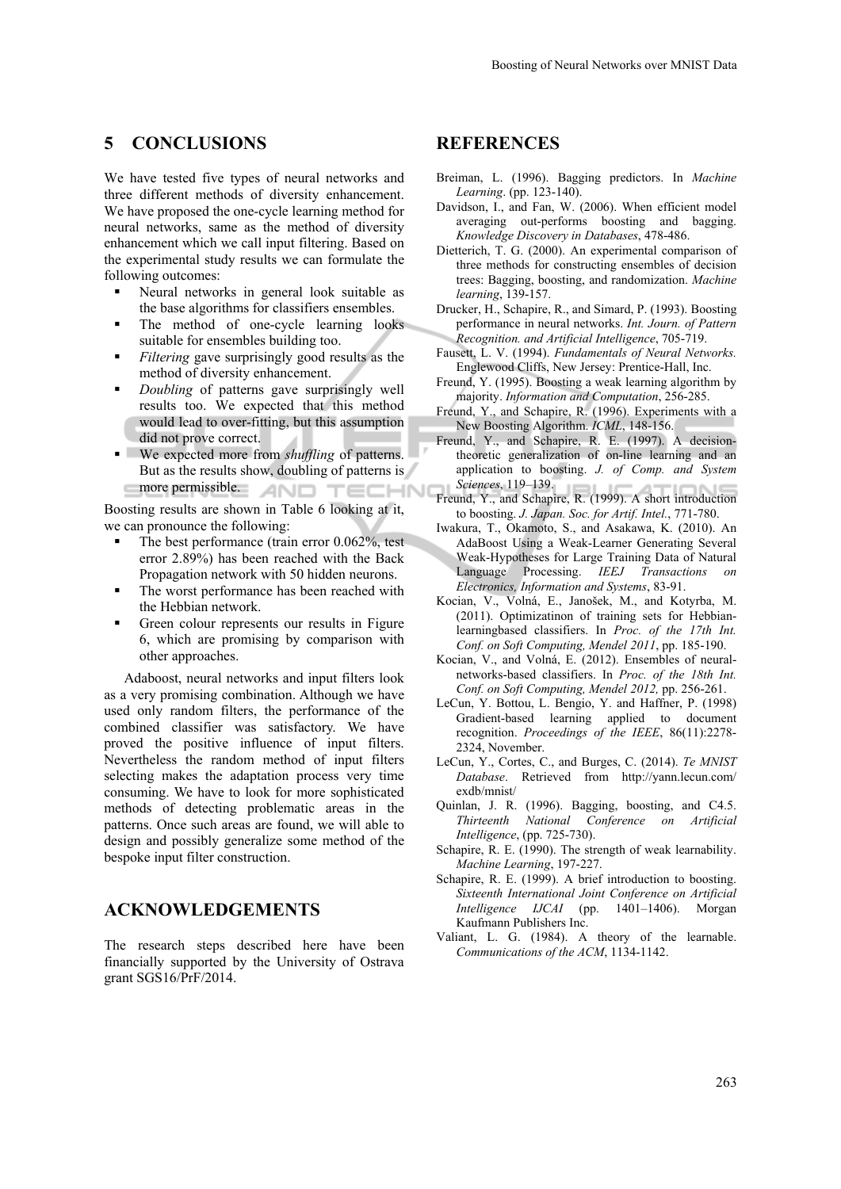## 5 CONCLUSIONS

We have tested five types of neural networks and three different methods of diversity enhancement. We have proposed the one-cycle learning method for neural networks, same as the method of diversity enhancement which we call input filtering. Based on the experimental study results we can formulate the following outcomes:

- Neural networks in general look suitable as the base algorithms for classifiers ensembles.
- The method of one-cycle learning looks suitable for ensembles building too.
- *Filtering* gave surprisingly good results as the method of diversity enhancement.
- *Doubling* of patterns gave surprisingly well results too. We expected that this method would lead to over-fitting, but this assumption did not prove correct.
- We expected more from *shuffling* of patterns. But as the results show, doubling of patterns is more permissible.

Boosting results are shown in Table 6 looking at it, we can pronounce the following:

- The best performance (train error 0.062%, test error 2.89%) has been reached with the Back Propagation network with 50 hidden neurons.
- The worst performance has been reached with the Hebbian network.
- Green colour represents our results in Figure 6, which are promising by comparison with other approaches.

Adaboost, neural networks and input filters look as a very promising combination. Although we have used only random filters, the performance of the combined classifier was satisfactory. We have proved the positive influence of input filters. Nevertheless the random method of input filters selecting makes the adaptation process very time consuming. We have to look for more sophisticated methods of detecting problematic areas in the patterns. Once such areas are found, we will able to design and possibly generalize some method of the bespoke input filter construction.

## ACKNOWLEDGEMENTS

The research steps described here have been financially supported by the University of Ostrava grant SGS16/PrF/2014.

## REFERENCES

Breiman, L. (1996). Bagging predictors. In *Machine Learning*. (pp. 123-140).

Davidson, I., and Fan, W. (2006). When efficient model averaging out-performs boosting and bagging. *Knowledge Discovery in Databases*, 478-486.

Dietterich, T. G. (2000). An experimental comparison of three methods for constructing ensembles of decision trees: Bagging, boosting, and randomization. *Machine learning*, 139-157.

Drucker, H., Schapire, R., and Simard, P. (1993). Boosting performance in neural networks. *Int. Journ. of Pattern Recognition. and Artificial Intelligence*, 705-719.

Fausett, L. V. (1994). *Fundamentals of Neural Networks.* Englewood Cliffs, New Jersey: Prentice-Hall, Inc.

Freund, Y. (1995). Boosting a weak learning algorithm by majority. *Information and Computation*, 256-285.

Freund, Y., and Schapire, R. (1996). Experiments with a New Boosting Algorithm. *ICML*, 148-156.

Freund, Y., and Schapire, R. E. (1997). A decision-theoretic generalization of on-line learning and an application to boosting. *J. of Comp. and System Sciences*, 119–139.

Freund, Y., and Schapire, R. (1999). A short introduction to boosting. *J. Japan. Soc. for Artif. Intel.*, 771-780.

Iwakura, T., Okamoto, S., and Asakawa, K. (2010). An AdaBoost Using a Weak-Learner Generating Several Weak-Hypotheses for Large Training Data of Natural Language Processing. *IEEJ Transactions on Electronics, Information and Systems*, 83-91.

Kocian, V., Volná, E., Janošek, M., and Kotyrba, M. (2011). Optimizatinon of training sets for Hebbian-learningbased classifiers. In *Proc. of the 17th Int. Conf. on Soft Computing, Mendel 2011*, pp. 185-190.

Kocian, V., and Volná, E. (2012). Ensembles of neural-networks-based classifiers. In *Proc. of the 18th Int. Conf. on Soft Computing, Mendel 2012,* pp. 256-261.

LeCun, Y. Bottou, L. Bengio, Y. and Haffner, P. (1998) Gradient-based learning applied to document recognition. *Proceedings of the IEEE*, 86(11):2278-2324, November.

LeCun, Y., Cortes, C., and Burges, C. (2014). *Te MNIST Database*. Retrieved from http://yann.lecun.com/exdb/mnist/

Quinlan, J. R. (1996). Bagging, boosting, and C4.5. *Thirteenth National Conference on Artificial Intelligence*, (pp. 725-730).

Schapire, R. E. (1990). The strength of weak learnability. *Machine Learning*, 197-227.

Schapire, R. E. (1999). A brief introduction to boosting. *Sixteenth International Joint Conference on Artificial Intelligence IJCAI* (pp. 1401–1406). Morgan Kaufmann Publishers Inc.

Valiant, L. G. (1984). A theory of the learnable. *Communications of the ACM*, 1134-1142.